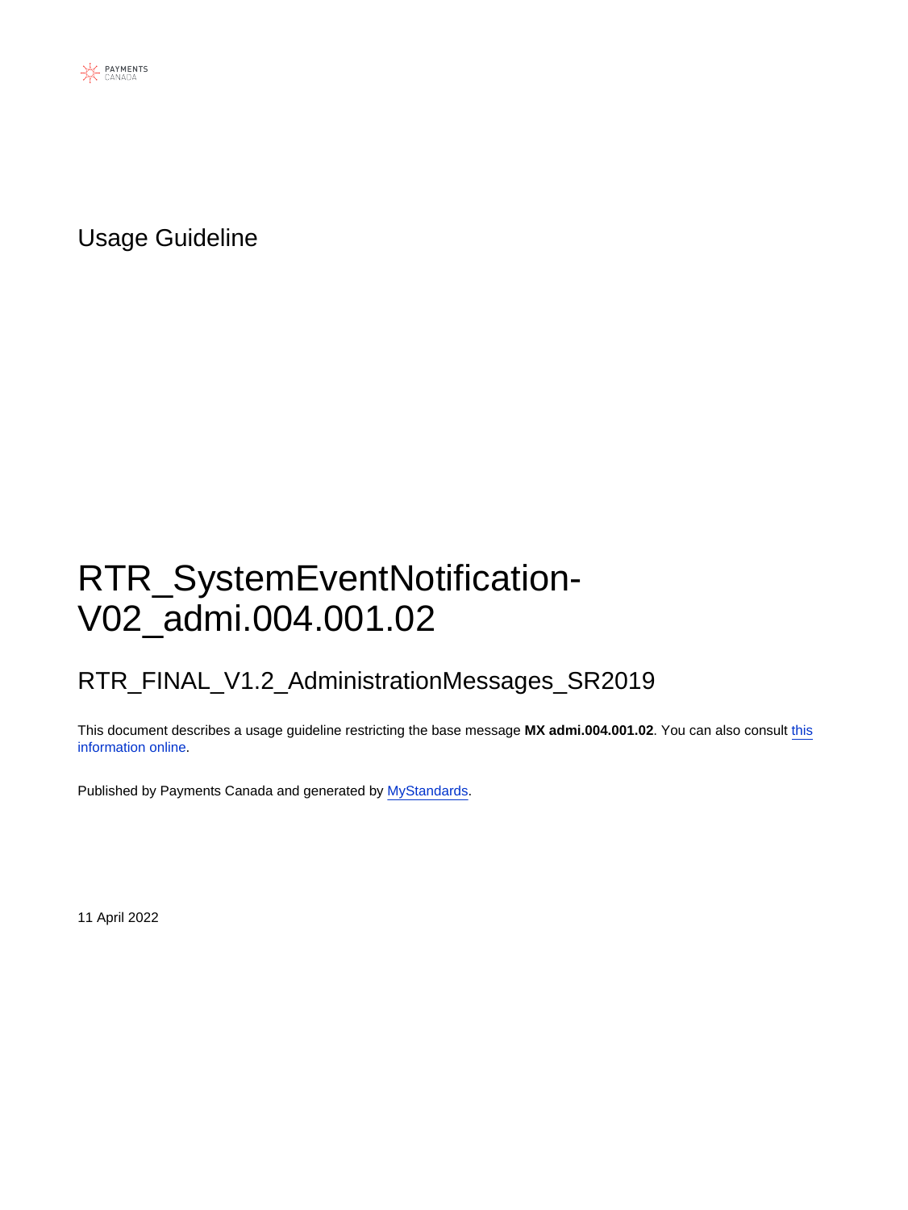PAYMENTS CANADA

Usage Guideline

# RTR_SystemEventNotification-V02_admi.004.001.02

## RTR_FINAL_V1.2_AdministrationMessages_SR2019

This document describes a usage guideline restricting the base message **MX admi.004.001.02**. You can also consult this information online.

Published by Payments Canada and generated by MyStandards.

11 April 2022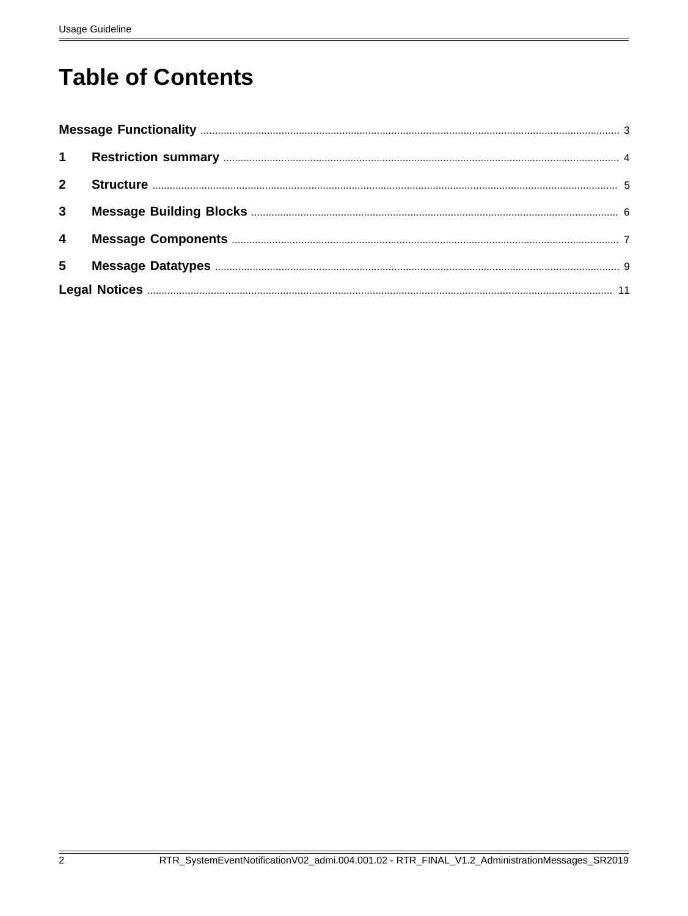# Table of Contents

**Message Functionality** ..... 3

**1 Restriction summary** ..... 4

**2 Structure** ..... 5

**3 Message Building Blocks** ..... 6

**4 Message Components** ..... 7

**5 Message Datatypes** ..... 9

**Legal Notices** ..... 11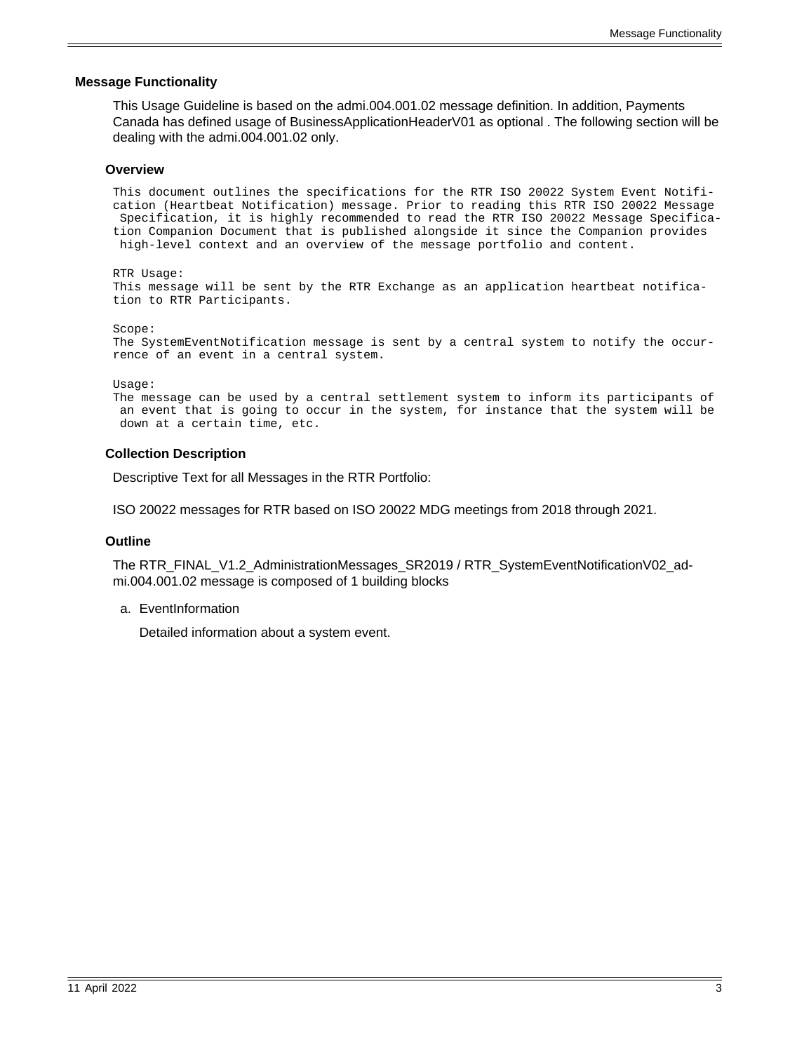## Message Functionality

This Usage Guideline is based on the admi.004.001.02 message definition. In addition, Payments Canada has defined usage of BusinessApplicationHeaderV01 as optional . The following section will be dealing with the admi.004.001.02 only.

### Overview

```
This document outlines the specifications for the RTR ISO 20022 System Event Notifi-
cation (Heartbeat Notification) message. Prior to reading this RTR ISO 20022 Message
 Specification, it is highly recommended to read the RTR ISO 20022 Message Specifica-
tion Companion Document that is published alongside it since the Companion provides
 high-level context and an overview of the message portfolio and content.

RTR Usage:
This message will be sent by the RTR Exchange as an application heartbeat notifica-
tion to RTR Participants.

Scope:
The SystemEventNotification message is sent by a central system to notify the occur-
rence of an event in a central system.

Usage:
The message can be used by a central settlement system to inform its participants of
 an event that is going to occur in the system, for instance that the system will be
 down at a certain time, etc.
```

### Collection Description

Descriptive Text for all Messages in the RTR Portfolio:

ISO 20022 messages for RTR based on ISO 20022 MDG meetings from 2018 through 2021.

### Outline

The RTR_FINAL_V1.2_AdministrationMessages_SR2019 / RTR_SystemEventNotificationV02_admi.004.001.02 message is composed of 1 building blocks

a. EventInformation

   Detailed information about a system event.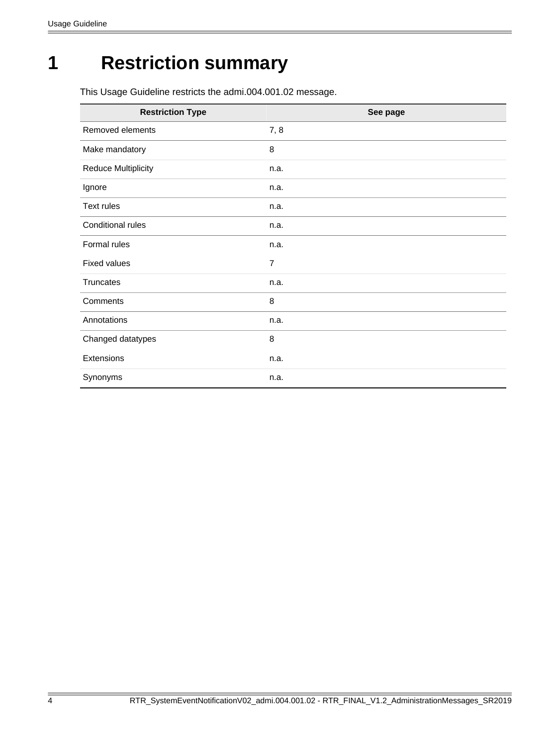# 1 Restriction summary

This Usage Guideline restricts the admi.004.001.02 message.

| Restriction Type | See page |
| --- | --- |
| Removed elements | 7, 8 |
| Make mandatory | 8 |
| Reduce Multiplicity | n.a. |
| Ignore | n.a. |
| Text rules | n.a. |
| Conditional rules | n.a. |
| Formal rules | n.a. |
| Fixed values | 7 |
| Truncates | n.a. |
| Comments | 8 |
| Annotations | n.a. |
| Changed datatypes | 8 |
| Extensions | n.a. |
| Synonyms | n.a. |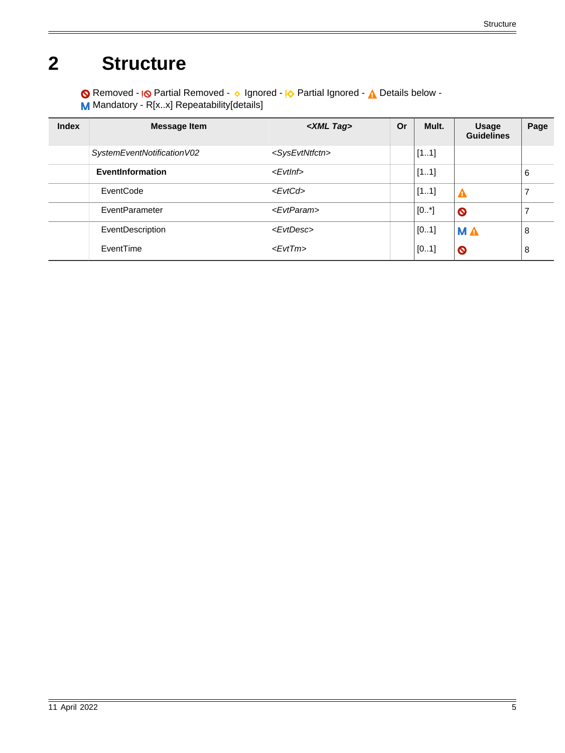# 2 Structure

Removed - Partial Removed - Ignored - Partial Ignored - Details below - 
M Mandatory - R[x..x] Repeatability[details]

| Index | Message Item | <XML Tag> | Or | Mult. | Usage Guidelines | Page |
|---|---|---|---|---|---|---|
| | *SystemEventNotificationV02* | *<SysEvtNtfctn>* | | [1..1] | | |
| | **EventInformation** | *<EvtInf>* | | [1..1] | | 6 |
| | EventCode | *<EvtCd>* | | [1..1] | Details below | 7 |
| | EventParameter | *<EvtParam>* | | [0..*] | Removed | 7 |
| | EventDescription | *<EvtDesc>* | | [0..1] | M Details below | 8 |
| | EventTime | *<EvtTm>* | | [0..1] | Removed | 8 |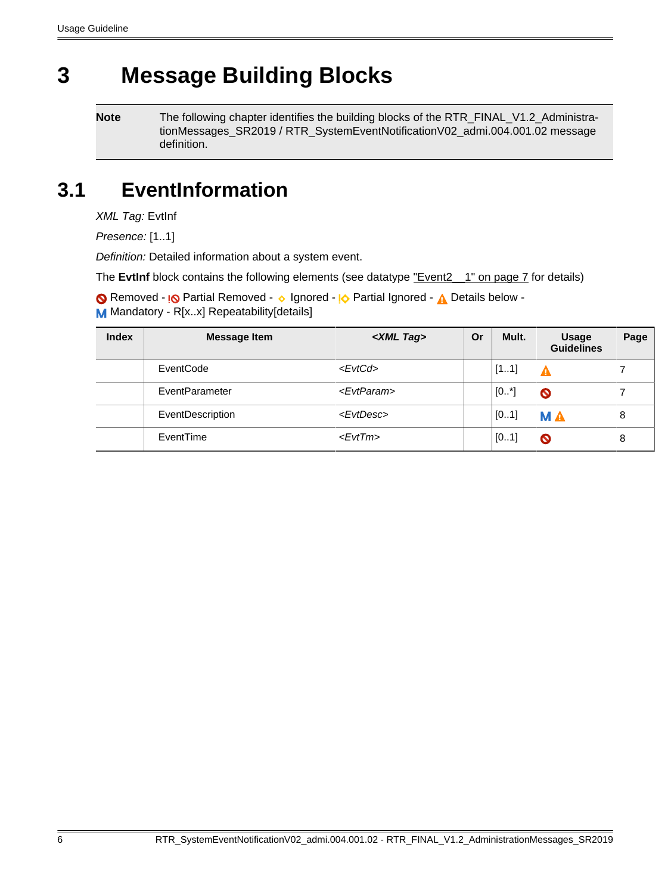# 3 Message Building Blocks

| **Note** | The following chapter identifies the building blocks of the RTR_FINAL_V1.2_AdministrationMessages_SR2019 / RTR_SystemEventNotificationV02_admi.004.001.02 message definition. |
|---|---|

## 3.1 EventInformation

*XML Tag:* EvtInf

*Presence:* [1..1]

*Definition:* Detailed information about a system event.

The **EvtInf** block contains the following elements (see datatype "Event2__1" on page 7 for details)

Removed - Partial Removed - Ignored - Partial Ignored - Details below - M Mandatory - R[x..x] Repeatability[details]

| Index | Message Item | *<XML Tag>* | Or | Mult. | Usage Guidelines | Page |
|---|---|---|---|---|---|---|
| | EventCode | *<EvtCd>* | | [1..1] | Details below | 7 |
| | EventParameter | *<EvtParam>* | | [0..*] | Removed | 7 |
| | EventDescription | *<EvtDesc>* | | [0..1] | M, Details below | 8 |
| | EventTime | *<EvtTm>* | | [0..1] | Removed | 8 |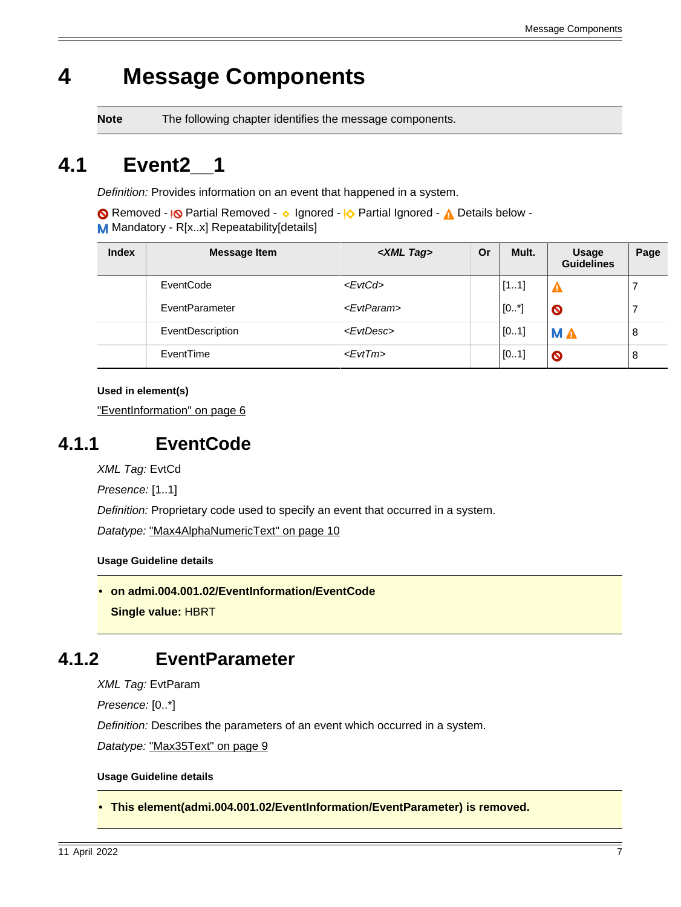# 4 Message Components

| **Note** | The following chapter identifies the message components. |
|---|---|

## 4.1 Event2__1

*Definition:* Provides information on an event that happened in a system.

Removed - Partial Removed - Ignored - Partial Ignored - Details below - M Mandatory - R[x..x] Repeatability[details]

| Index | Message Item | *<XML Tag>* | Or | Mult. | Usage Guidelines | Page |
|---|---|---|---|---|---|---|
| | EventCode | *<EvtCd>* | | [1..1] | Details below | 7 |
| | EventParameter | *<EvtParam>* | | [0..*] | Removed | 7 |
| | EventDescription | *<EvtDesc>* | | [0..1] | M Details below | 8 |
| | EventTime | *<EvtTm>* | | [0..1] | Removed | 8 |

**Used in element(s)**

"EventInformation" on page 6

### 4.1.1 EventCode

*XML Tag:* EvtCd

*Presence:* [1..1]

*Definition:* Proprietary code used to specify an event that occurred in a system.

*Datatype:* "Max4AlphaNumericText" on page 10

**Usage Guideline details**

- **on admi.004.001.02/EventInformation/EventCode**

  **Single value:** HBRT

### 4.1.2 EventParameter

*XML Tag:* EvtParam

*Presence:* [0..*]

*Definition:* Describes the parameters of an event which occurred in a system.

*Datatype:* "Max35Text" on page 9

**Usage Guideline details**

- **This element(admi.004.001.02/EventInformation/EventParameter) is removed.**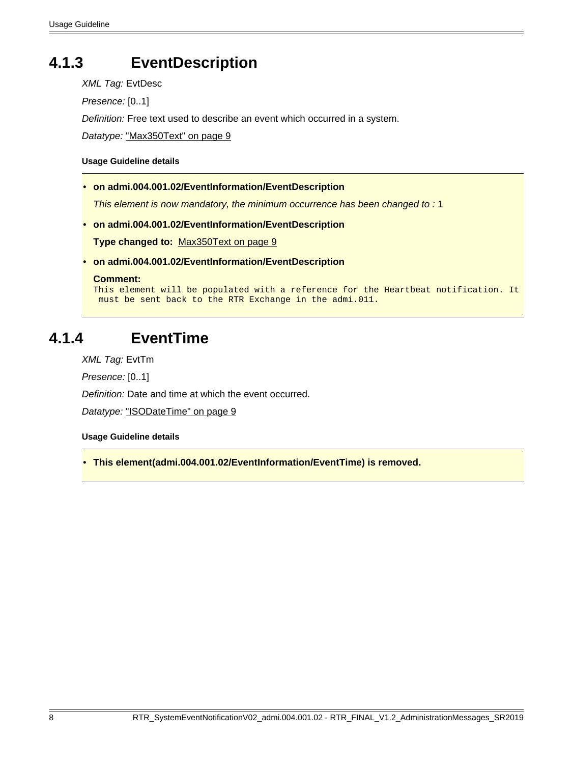### 4.1.3 EventDescription

*XML Tag:* EvtDesc

*Presence:* [0..1]

*Definition:* Free text used to describe an event which occurred in a system.

*Datatype:* "Max350Text" on page 9

**Usage Guideline details**

- **on admi.004.001.02/EventInformation/EventDescription**

  *This element is now mandatory, the minimum occurrence has been changed to :* 1

- **on admi.004.001.02/EventInformation/EventDescription**

  **Type changed to:** Max350Text on page 9

- **on admi.004.001.02/EventInformation/EventDescription**

  **Comment:**

  ```
  This element will be populated with a reference for the Heartbeat notification. It
   must be sent back to the RTR Exchange in the admi.011.
  ```

### 4.1.4 EventTime

*XML Tag:* EvtTm

*Presence:* [0..1]

*Definition:* Date and time at which the event occurred.

*Datatype:* "ISODateTime" on page 9

**Usage Guideline details**

- **This element(admi.004.001.02/EventInformation/EventTime) is removed.**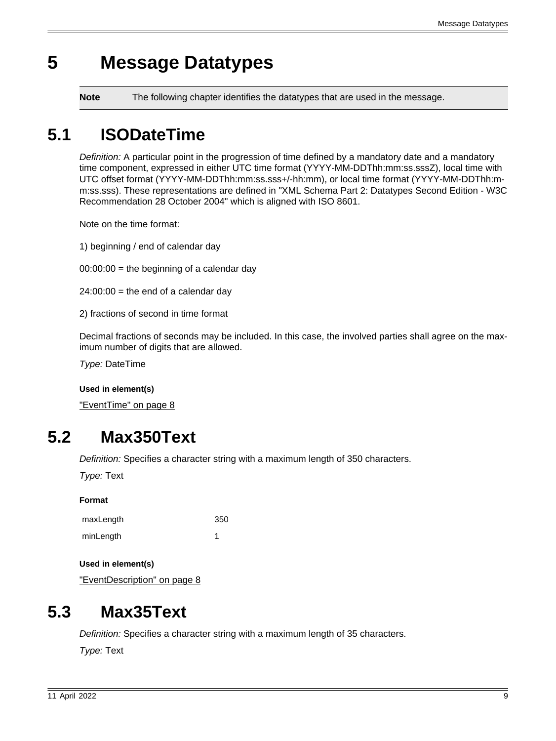# 5 Message Datatypes

| Note | The following chapter identifies the datatypes that are used in the message. |
| --- | --- |

## 5.1 ISODateTime

*Definition:* A particular point in the progression of time defined by a mandatory date and a mandatory time component, expressed in either UTC time format (YYYY-MM-DDThh:mm:ss.sssZ), local time with UTC offset format (YYYY-MM-DDThh:mm:ss.sss+/-hh:mm), or local time format (YYYY-MM-DDThh:mm:ss.sss). These representations are defined in "XML Schema Part 2: Datatypes Second Edition - W3C Recommendation 28 October 2004" which is aligned with ISO 8601.

Note on the time format:

1) beginning / end of calendar day

00:00:00 = the beginning of a calendar day

24:00:00 = the end of a calendar day

2) fractions of second in time format

Decimal fractions of seconds may be included. In this case, the involved parties shall agree on the maximum number of digits that are allowed.

*Type:* DateTime

**Used in element(s)**

"EventTime" on page 8

## 5.2 Max350Text

*Definition:* Specifies a character string with a maximum length of 350 characters.

*Type:* Text

**Format**

| | |
| --- | --- |
| maxLength | 350 |
| minLength | 1 |

**Used in element(s)**

"EventDescription" on page 8

## 5.3 Max35Text

*Definition:* Specifies a character string with a maximum length of 35 characters.

*Type:* Text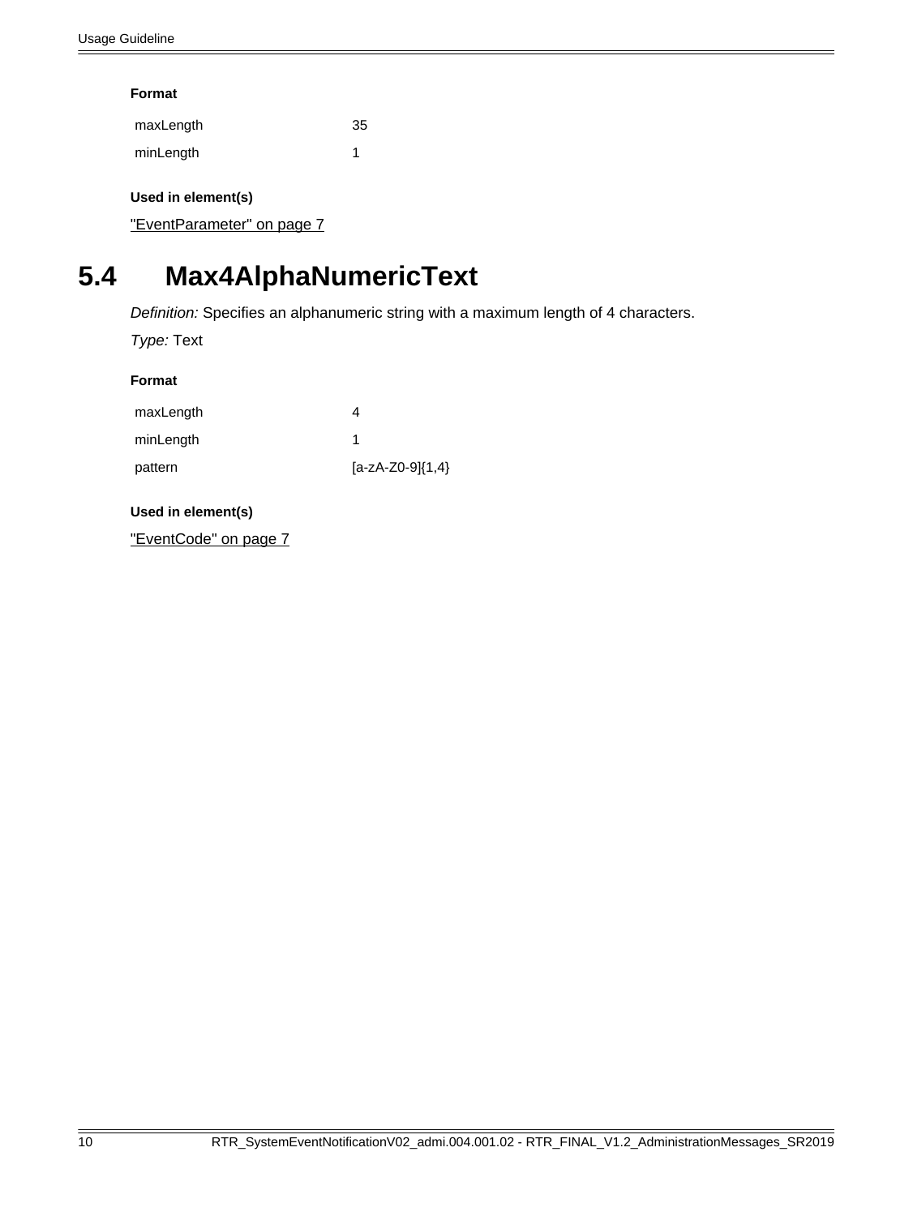**Format**

| | |
|---|---|
| maxLength | 35 |
| minLength | 1 |

**Used in element(s)**

"EventParameter" on page 7

## 5.4 Max4AlphaNumericText

*Definition:* Specifies an alphanumeric string with a maximum length of 4 characters.

*Type:* Text

**Format**

| | |
|---|---|
| maxLength | 4 |
| minLength | 1 |
| pattern | [a-zA-Z0-9]{1,4} |

**Used in element(s)**

"EventCode" on page 7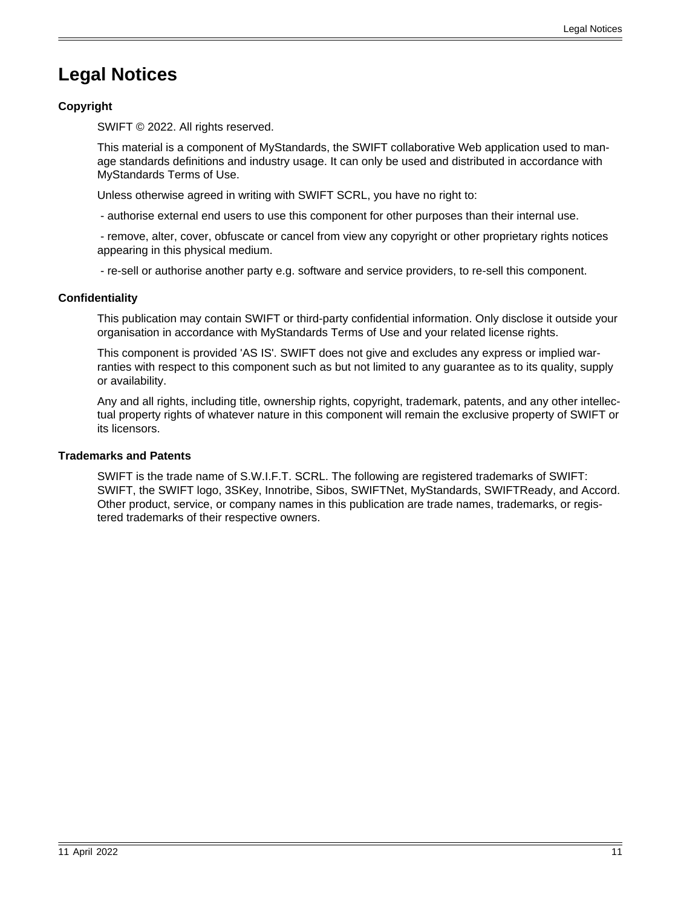# Legal Notices

### Copyright

SWIFT © 2022. All rights reserved.

This material is a component of MyStandards, the SWIFT collaborative Web application used to manage standards definitions and industry usage. It can only be used and distributed in accordance with MyStandards Terms of Use.

Unless otherwise agreed in writing with SWIFT SCRL, you have no right to:

- authorise external end users to use this component for other purposes than their internal use.
- remove, alter, cover, obfuscate or cancel from view any copyright or other proprietary rights notices appearing in this physical medium.
- re-sell or authorise another party e.g. software and service providers, to re-sell this component.

### Confidentiality

This publication may contain SWIFT or third-party confidential information. Only disclose it outside your organisation in accordance with MyStandards Terms of Use and your related license rights.

This component is provided 'AS IS'. SWIFT does not give and excludes any express or implied warranties with respect to this component such as but not limited to any guarantee as to its quality, supply or availability.

Any and all rights, including title, ownership rights, copyright, trademark, patents, and any other intellectual property rights of whatever nature in this component will remain the exclusive property of SWIFT or its licensors.

### Trademarks and Patents

SWIFT is the trade name of S.W.I.F.T. SCRL. The following are registered trademarks of SWIFT: SWIFT, the SWIFT logo, 3SKey, Innotribe, Sibos, SWIFTNet, MyStandards, SWIFTReady, and Accord. Other product, service, or company names in this publication are trade names, trademarks, or registered trademarks of their respective owners.